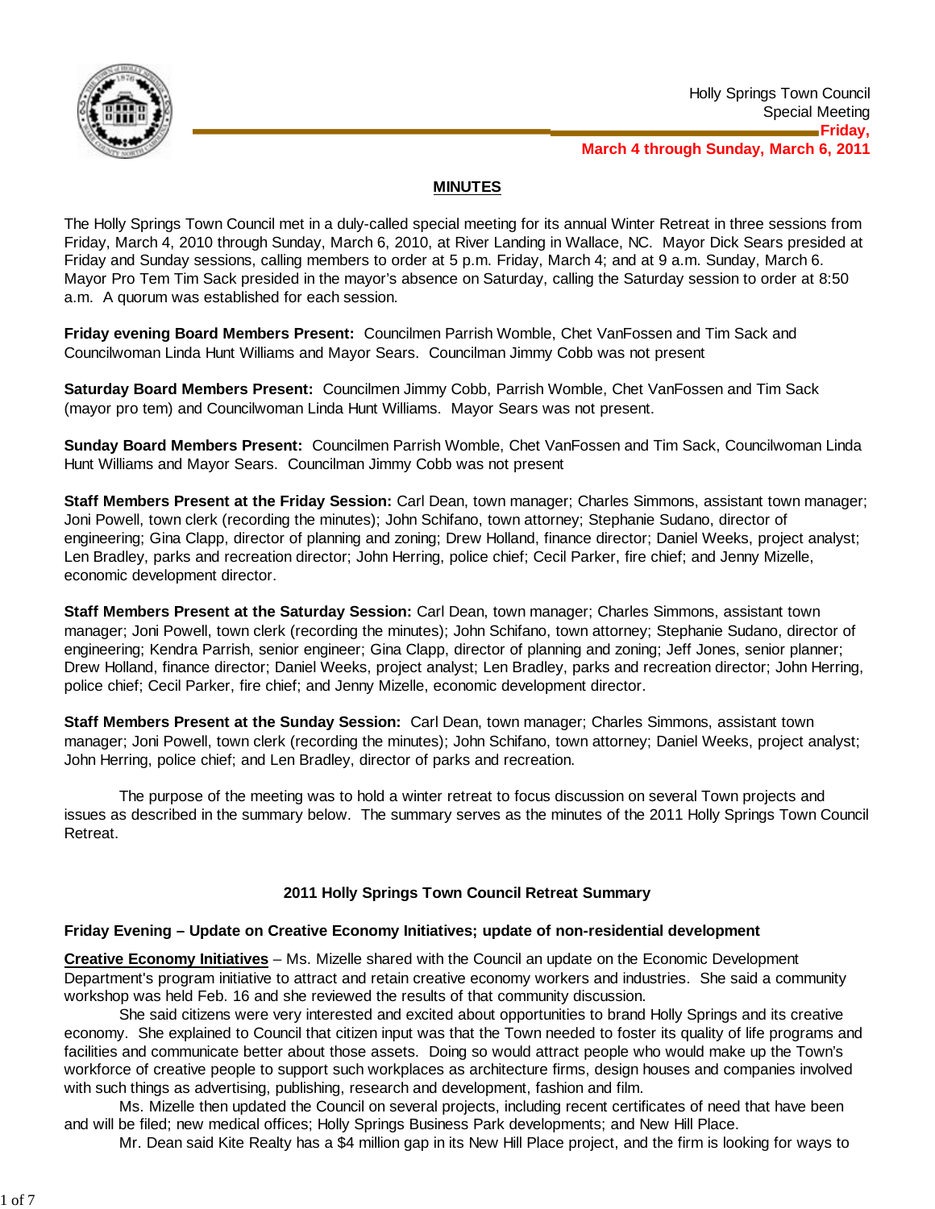Holly Springs Town Council
Special Meeting
**Friday, March 4 through Sunday, March 6, 2011**

## MINUTES

The Holly Springs Town Council met in a duly-called special meeting for its annual Winter Retreat in three sessions from Friday, March 4, 2010 through Sunday, March 6, 2010, at River Landing in Wallace, NC. Mayor Dick Sears presided at Friday and Sunday sessions, calling members to order at 5 p.m. Friday, March 4; and at 9 a.m. Sunday, March 6. Mayor Pro Tem Tim Sack presided in the mayor's absence on Saturday, calling the Saturday session to order at 8:50 a.m. A quorum was established for each session.

**Friday evening Board Members Present:** Councilmen Parrish Womble, Chet VanFossen and Tim Sack and Councilwoman Linda Hunt Williams and Mayor Sears. Councilman Jimmy Cobb was not present

**Saturday Board Members Present:** Councilmen Jimmy Cobb, Parrish Womble, Chet VanFossen and Tim Sack (mayor pro tem) and Councilwoman Linda Hunt Williams. Mayor Sears was not present.

**Sunday Board Members Present:** Councilmen Parrish Womble, Chet VanFossen and Tim Sack, Councilwoman Linda Hunt Williams and Mayor Sears. Councilman Jimmy Cobb was not present

**Staff Members Present at the Friday Session:** Carl Dean, town manager; Charles Simmons, assistant town manager; Joni Powell, town clerk (recording the minutes); John Schifano, town attorney; Stephanie Sudano, director of engineering; Gina Clapp, director of planning and zoning; Drew Holland, finance director; Daniel Weeks, project analyst; Len Bradley, parks and recreation director; John Herring, police chief; Cecil Parker, fire chief; and Jenny Mizelle, economic development director.

**Staff Members Present at the Saturday Session:** Carl Dean, town manager; Charles Simmons, assistant town manager; Joni Powell, town clerk (recording the minutes); John Schifano, town attorney; Stephanie Sudano, director of engineering; Kendra Parrish, senior engineer; Gina Clapp, director of planning and zoning; Jeff Jones, senior planner; Drew Holland, finance director; Daniel Weeks, project analyst; Len Bradley, parks and recreation director; John Herring, police chief; Cecil Parker, fire chief; and Jenny Mizelle, economic development director.

**Staff Members Present at the Sunday Session:** Carl Dean, town manager; Charles Simmons, assistant town manager; Joni Powell, town clerk (recording the minutes); John Schifano, town attorney; Daniel Weeks, project analyst; John Herring, police chief; and Len Bradley, director of parks and recreation.

The purpose of the meeting was to hold a winter retreat to focus discussion on several Town projects and issues as described in the summary below. The summary serves as the minutes of the 2011 Holly Springs Town Council Retreat.

### 2011 Holly Springs Town Council Retreat Summary

**Friday Evening – Update on Creative Economy Initiatives; update of non-residential development**

**Creative Economy Initiatives** – Ms. Mizelle shared with the Council an update on the Economic Development Department's program initiative to attract and retain creative economy workers and industries. She said a community workshop was held Feb. 16 and she reviewed the results of that community discussion.

She said citizens were very interested and excited about opportunities to brand Holly Springs and its creative economy. She explained to Council that citizen input was that the Town needed to foster its quality of life programs and facilities and communicate better about those assets. Doing so would attract people who would make up the Town's workforce of creative people to support such workplaces as architecture firms, design houses and companies involved with such things as advertising, publishing, research and development, fashion and film.

Ms. Mizelle then updated the Council on several projects, including recent certificates of need that have been and will be filed; new medical offices; Holly Springs Business Park developments; and New Hill Place.

Mr. Dean said Kite Realty has a $4 million gap in its New Hill Place project, and the firm is looking for ways to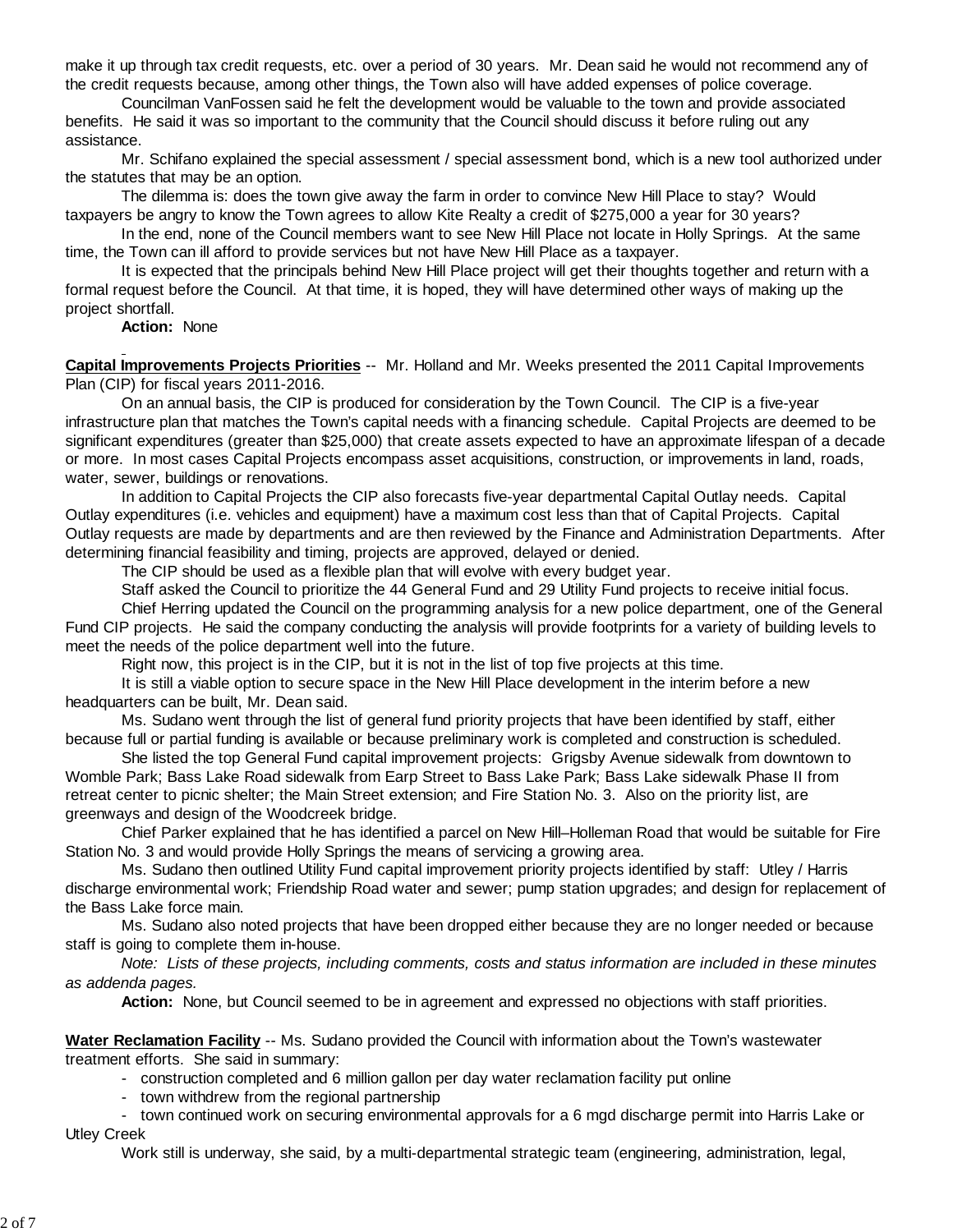make it up through tax credit requests, etc. over a period of 30 years. Mr. Dean said he would not recommend any of the credit requests because, among other things, the Town also will have added expenses of police coverage.

Councilman VanFossen said he felt the development would be valuable to the town and provide associated benefits. He said it was so important to the community that the Council should discuss it before ruling out any assistance.

Mr. Schifano explained the special assessment / special assessment bond, which is a new tool authorized under the statutes that may be an option.

The dilemma is: does the town give away the farm in order to convince New Hill Place to stay? Would taxpayers be angry to know the Town agrees to allow Kite Realty a credit of $275,000 a year for 30 years?

In the end, none of the Council members want to see New Hill Place not locate in Holly Springs. At the same time, the Town can ill afford to provide services but not have New Hill Place as a taxpayer.

It is expected that the principals behind New Hill Place project will get their thoughts together and return with a formal request before the Council. At that time, it is hoped, they will have determined other ways of making up the project shortfall.

**Action:** None

**Capital Improvements Projects Priorities** -- Mr. Holland and Mr. Weeks presented the 2011 Capital Improvements Plan (CIP) for fiscal years 2011-2016.

On an annual basis, the CIP is produced for consideration by the Town Council. The CIP is a five-year infrastructure plan that matches the Town's capital needs with a financing schedule. Capital Projects are deemed to be significant expenditures (greater than $25,000) that create assets expected to have an approximate lifespan of a decade or more. In most cases Capital Projects encompass asset acquisitions, construction, or improvements in land, roads, water, sewer, buildings or renovations.

In addition to Capital Projects the CIP also forecasts five-year departmental Capital Outlay needs. Capital Outlay expenditures (i.e. vehicles and equipment) have a maximum cost less than that of Capital Projects. Capital Outlay requests are made by departments and are then reviewed by the Finance and Administration Departments. After determining financial feasibility and timing, projects are approved, delayed or denied.

The CIP should be used as a flexible plan that will evolve with every budget year.

Staff asked the Council to prioritize the 44 General Fund and 29 Utility Fund projects to receive initial focus.

Chief Herring updated the Council on the programming analysis for a new police department, one of the General Fund CIP projects. He said the company conducting the analysis will provide footprints for a variety of building levels to meet the needs of the police department well into the future.

Right now, this project is in the CIP, but it is not in the list of top five projects at this time.

It is still a viable option to secure space in the New Hill Place development in the interim before a new headquarters can be built, Mr. Dean said.

Ms. Sudano went through the list of general fund priority projects that have been identified by staff, either because full or partial funding is available or because preliminary work is completed and construction is scheduled.

She listed the top General Fund capital improvement projects: Grigsby Avenue sidewalk from downtown to Womble Park; Bass Lake Road sidewalk from Earp Street to Bass Lake Park; Bass Lake sidewalk Phase II from retreat center to picnic shelter; the Main Street extension; and Fire Station No. 3. Also on the priority list, are greenways and design of the Woodcreek bridge.

Chief Parker explained that he has identified a parcel on New Hill–Holleman Road that would be suitable for Fire Station No. 3 and would provide Holly Springs the means of servicing a growing area.

Ms. Sudano then outlined Utility Fund capital improvement priority projects identified by staff: Utley / Harris discharge environmental work; Friendship Road water and sewer; pump station upgrades; and design for replacement of the Bass Lake force main.

Ms. Sudano also noted projects that have been dropped either because they are no longer needed or because staff is going to complete them in-house.

*Note: Lists of these projects, including comments, costs and status information are included in these minutes as addenda pages.*

**Action:** None, but Council seemed to be in agreement and expressed no objections with staff priorities.

**Water Reclamation Facility** -- Ms. Sudano provided the Council with information about the Town's wastewater treatment efforts. She said in summary:

- construction completed and 6 million gallon per day water reclamation facility put online
- town withdrew from the regional partnership
- town continued work on securing environmental approvals for a 6 mgd discharge permit into Harris Lake or Utley Creek

Work still is underway, she said, by a multi-departmental strategic team (engineering, administration, legal,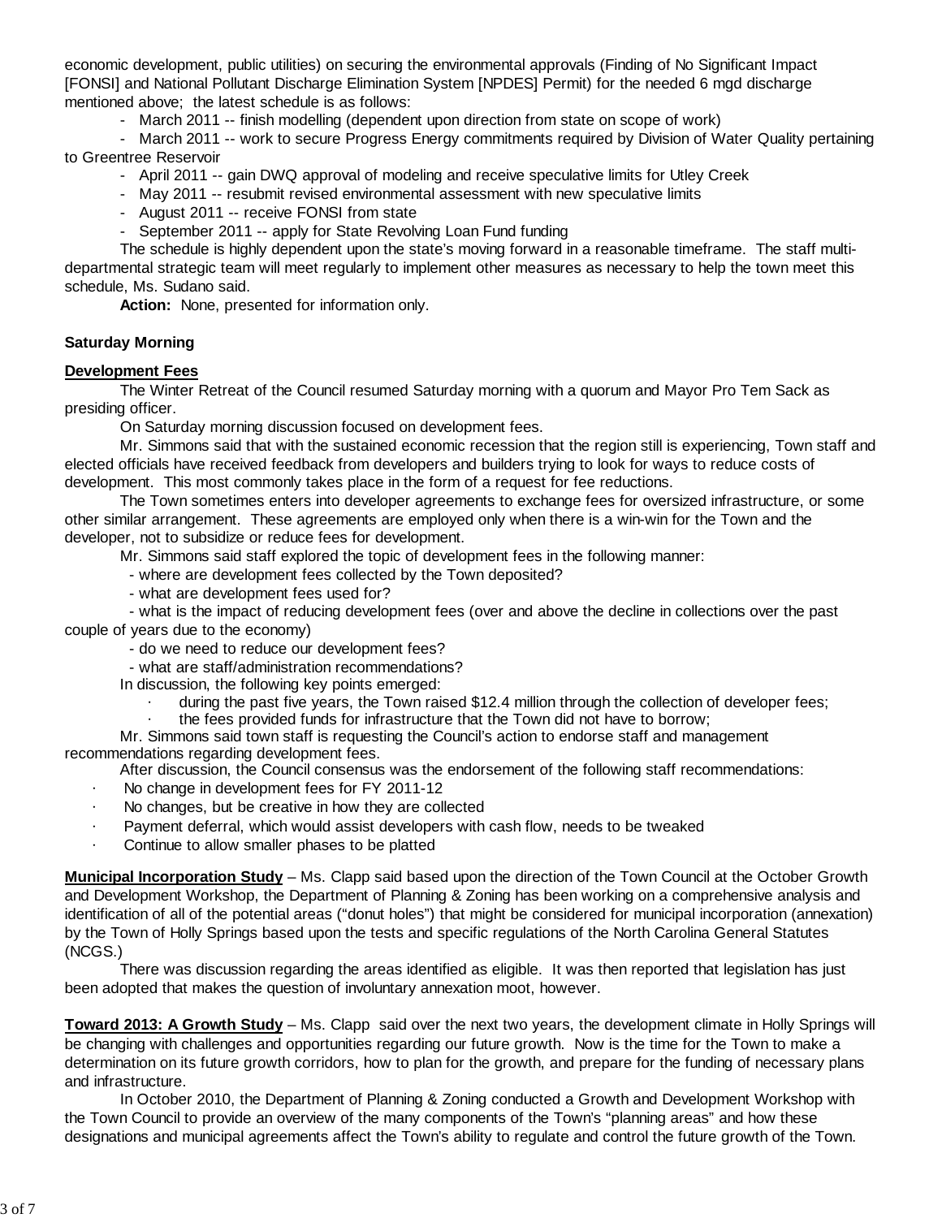economic development, public utilities) on securing the environmental approvals (Finding of No Significant Impact [FONSI] and National Pollutant Discharge Elimination System [NPDES] Permit) for the needed 6 mgd discharge mentioned above; the latest schedule is as follows:

- March 2011 -- finish modelling (dependent upon direction from state on scope of work)
- March 2011 -- work to secure Progress Energy commitments required by Division of Water Quality pertaining to Greentree Reservoir
- April 2011 -- gain DWQ approval of modeling and receive speculative limits for Utley Creek
- May 2011 -- resubmit revised environmental assessment with new speculative limits
- August 2011 -- receive FONSI from state
- September 2011 -- apply for State Revolving Loan Fund funding

The schedule is highly dependent upon the state's moving forward in a reasonable timeframe. The staff multi-departmental strategic team will meet regularly to implement other measures as necessary to help the town meet this schedule, Ms. Sudano said.

**Action:** None, presented for information only.

**Saturday Morning**

**Development Fees**

The Winter Retreat of the Council resumed Saturday morning with a quorum and Mayor Pro Tem Sack as presiding officer.

On Saturday morning discussion focused on development fees.

Mr. Simmons said that with the sustained economic recession that the region still is experiencing, Town staff and elected officials have received feedback from developers and builders trying to look for ways to reduce costs of development. This most commonly takes place in the form of a request for fee reductions.

The Town sometimes enters into developer agreements to exchange fees for oversized infrastructure, or some other similar arrangement. These agreements are employed only when there is a win-win for the Town and the developer, not to subsidize or reduce fees for development.

Mr. Simmons said staff explored the topic of development fees in the following manner:

- where are development fees collected by the Town deposited?
- what are development fees used for?
- what is the impact of reducing development fees (over and above the decline in collections over the past couple of years due to the economy)
- do we need to reduce our development fees?
- what are staff/administration recommendations?

In discussion, the following key points emerged:

- during the past five years, the Town raised $12.4 million through the collection of developer fees;
- the fees provided funds for infrastructure that the Town did not have to borrow;

Mr. Simmons said town staff is requesting the Council's action to endorse staff and management recommendations regarding development fees.

After discussion, the Council consensus was the endorsement of the following staff recommendations:

- No change in development fees for FY 2011-12
- No changes, but be creative in how they are collected
- Payment deferral, which would assist developers with cash flow, needs to be tweaked
- Continue to allow smaller phases to be platted

**Municipal Incorporation Study** – Ms. Clapp said based upon the direction of the Town Council at the October Growth and Development Workshop, the Department of Planning & Zoning has been working on a comprehensive analysis and identification of all of the potential areas ("donut holes") that might be considered for municipal incorporation (annexation) by the Town of Holly Springs based upon the tests and specific regulations of the North Carolina General Statutes (NCGS.)

There was discussion regarding the areas identified as eligible. It was then reported that legislation has just been adopted that makes the question of involuntary annexation moot, however.

**Toward 2013: A Growth Study** – Ms. Clapp said over the next two years, the development climate in Holly Springs will be changing with challenges and opportunities regarding our future growth. Now is the time for the Town to make a determination on its future growth corridors, how to plan for the growth, and prepare for the funding of necessary plans and infrastructure.

In October 2010, the Department of Planning & Zoning conducted a Growth and Development Workshop with the Town Council to provide an overview of the many components of the Town's "planning areas" and how these designations and municipal agreements affect the Town's ability to regulate and control the future growth of the Town.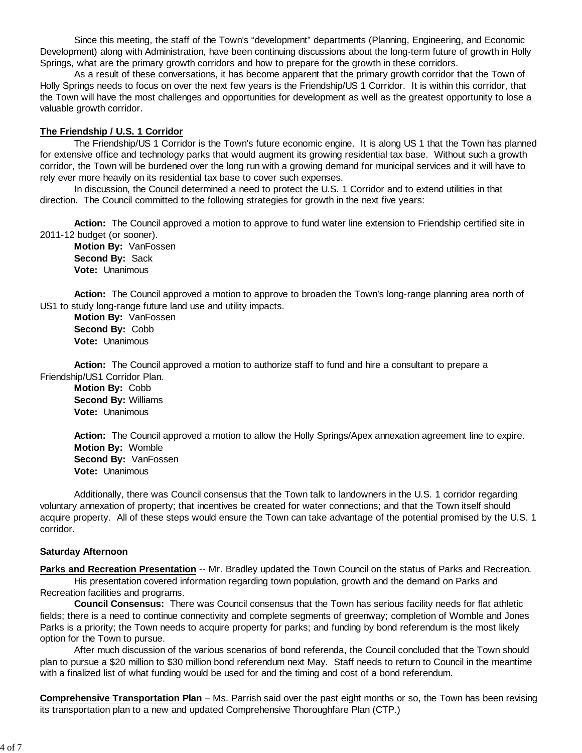Since this meeting, the staff of the Town's "development" departments (Planning, Engineering, and Economic Development) along with Administration, have been continuing discussions about the long-term future of growth in Holly Springs, what are the primary growth corridors and how to prepare for the growth in these corridors.

As a result of these conversations, it has become apparent that the primary growth corridor that the Town of Holly Springs needs to focus on over the next few years is the Friendship/US 1 Corridor. It is within this corridor, that the Town will have the most challenges and opportunities for development as well as the greatest opportunity to lose a valuable growth corridor.

**The Friendship / U.S. 1 Corridor**

The Friendship/US 1 Corridor is the Town's future economic engine. It is along US 1 that the Town has planned for extensive office and technology parks that would augment its growing residential tax base. Without such a growth corridor, the Town will be burdened over the long run with a growing demand for municipal services and it will have to rely ever more heavily on its residential tax base to cover such expenses.

In discussion, the Council determined a need to protect the U.S. 1 Corridor and to extend utilities in that direction. The Council committed to the following strategies for growth in the next five years:

**Action:** The Council approved a motion to approve to fund water line extension to Friendship certified site in 2011-12 budget (or sooner).
**Motion By:** VanFossen
**Second By:** Sack
**Vote:** Unanimous

**Action:** The Council approved a motion to approve to broaden the Town's long-range planning area north of US1 to study long-range future land use and utility impacts.
**Motion By:** VanFossen
**Second By:** Cobb
**Vote:** Unanimous

**Action:** The Council approved a motion to authorize staff to fund and hire a consultant to prepare a Friendship/US1 Corridor Plan.
**Motion By:** Cobb
**Second By:** Williams
**Vote:** Unanimous

**Action:** The Council approved a motion to allow the Holly Springs/Apex annexation agreement line to expire.
**Motion By:** Womble
**Second By:** VanFossen
**Vote:** Unanimous

Additionally, there was Council consensus that the Town talk to landowners in the U.S. 1 corridor regarding voluntary annexation of property; that incentives be created for water connections; and that the Town itself should acquire property. All of these steps would ensure the Town can take advantage of the potential promised by the U.S. 1 corridor.

**Saturday Afternoon**

**Parks and Recreation Presentation** -- Mr. Bradley updated the Town Council on the status of Parks and Recreation.

His presentation covered information regarding town population, growth and the demand on Parks and Recreation facilities and programs.

**Council Consensus:** There was Council consensus that the Town has serious facility needs for flat athletic fields; there is a need to continue connectivity and complete segments of greenway; completion of Womble and Jones Parks is a priority; the Town needs to acquire property for parks; and funding by bond referendum is the most likely option for the Town to pursue.

After much discussion of the various scenarios of bond referenda, the Council concluded that the Town should plan to pursue a \$20 million to \$30 million bond referendum next May. Staff needs to return to Council in the meantime with a finalized list of what funding would be used for and the timing and cost of a bond referendum.

**Comprehensive Transportation Plan** – Ms. Parrish said over the past eight months or so, the Town has been revising its transportation plan to a new and updated Comprehensive Thoroughfare Plan (CTP.)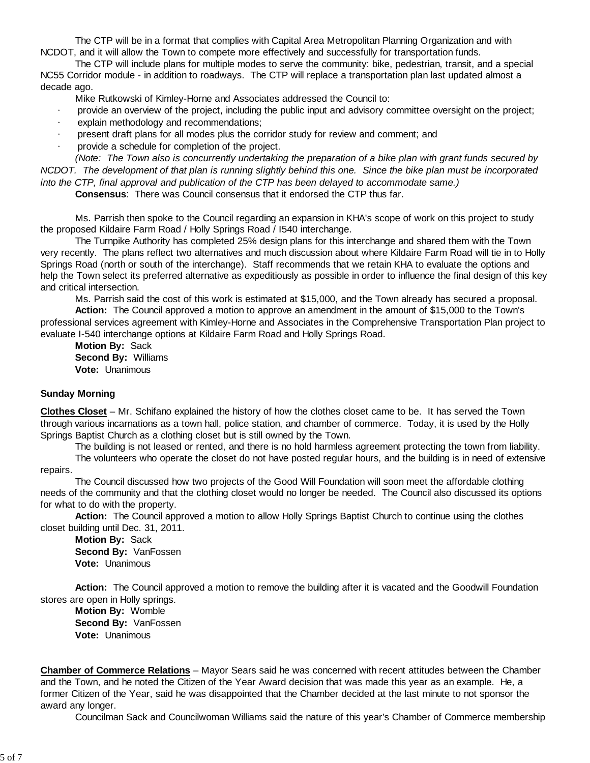The CTP will be in a format that complies with Capital Area Metropolitan Planning Organization and with NCDOT, and it will allow the Town to compete more effectively and successfully for transportation funds.

The CTP will include plans for multiple modes to serve the community: bike, pedestrian, transit, and a special NC55 Corridor module - in addition to roadways. The CTP will replace a transportation plan last updated almost a decade ago.

Mike Rutkowski of Kimley-Horne and Associates addressed the Council to:

- provide an overview of the project, including the public input and advisory committee oversight on the project;
- explain methodology and recommendations;
- present draft plans for all modes plus the corridor study for review and comment; and
- provide a schedule for completion of the project.

*(Note: The Town also is concurrently undertaking the preparation of a bike plan with grant funds secured by NCDOT. The development of that plan is running slightly behind this one. Since the bike plan must be incorporated into the CTP, final approval and publication of the CTP has been delayed to accommodate same.)*

**Consensus**: There was Council consensus that it endorsed the CTP thus far.

Ms. Parrish then spoke to the Council regarding an expansion in KHA's scope of work on this project to study the proposed Kildaire Farm Road / Holly Springs Road / I540 interchange.

The Turnpike Authority has completed 25% design plans for this interchange and shared them with the Town very recently. The plans reflect two alternatives and much discussion about where Kildaire Farm Road will tie in to Holly Springs Road (north or south of the interchange). Staff recommends that we retain KHA to evaluate the options and help the Town select its preferred alternative as expeditiously as possible in order to influence the final design of this key and critical intersection.

Ms. Parrish said the cost of this work is estimated at $15,000, and the Town already has secured a proposal.

**Action:** The Council approved a motion to approve an amendment in the amount of $15,000 to the Town's professional services agreement with Kimley-Horne and Associates in the Comprehensive Transportation Plan project to evaluate I-540 interchange options at Kildaire Farm Road and Holly Springs Road.

**Motion By:** Sack
**Second By:** Williams
**Vote:** Unanimous

**Sunday Morning**

**Clothes Closet** – Mr. Schifano explained the history of how the clothes closet came to be. It has served the Town through various incarnations as a town hall, police station, and chamber of commerce. Today, it is used by the Holly Springs Baptist Church as a clothing closet but is still owned by the Town.

The building is not leased or rented, and there is no hold harmless agreement protecting the town from liability.

The volunteers who operate the closet do not have posted regular hours, and the building is in need of extensive repairs.

The Council discussed how two projects of the Good Will Foundation will soon meet the affordable clothing needs of the community and that the clothing closet would no longer be needed. The Council also discussed its options for what to do with the property.

**Action:** The Council approved a motion to allow Holly Springs Baptist Church to continue using the clothes closet building until Dec. 31, 2011.

**Motion By:** Sack
**Second By:** VanFossen
**Vote:** Unanimous

**Action:** The Council approved a motion to remove the building after it is vacated and the Goodwill Foundation stores are open in Holly springs.

**Motion By:** Womble
**Second By:** VanFossen
**Vote:** Unanimous

**Chamber of Commerce Relations** – Mayor Sears said he was concerned with recent attitudes between the Chamber and the Town, and he noted the Citizen of the Year Award decision that was made this year as an example. He, a former Citizen of the Year, said he was disappointed that the Chamber decided at the last minute to not sponsor the award any longer.

Councilman Sack and Councilwoman Williams said the nature of this year's Chamber of Commerce membership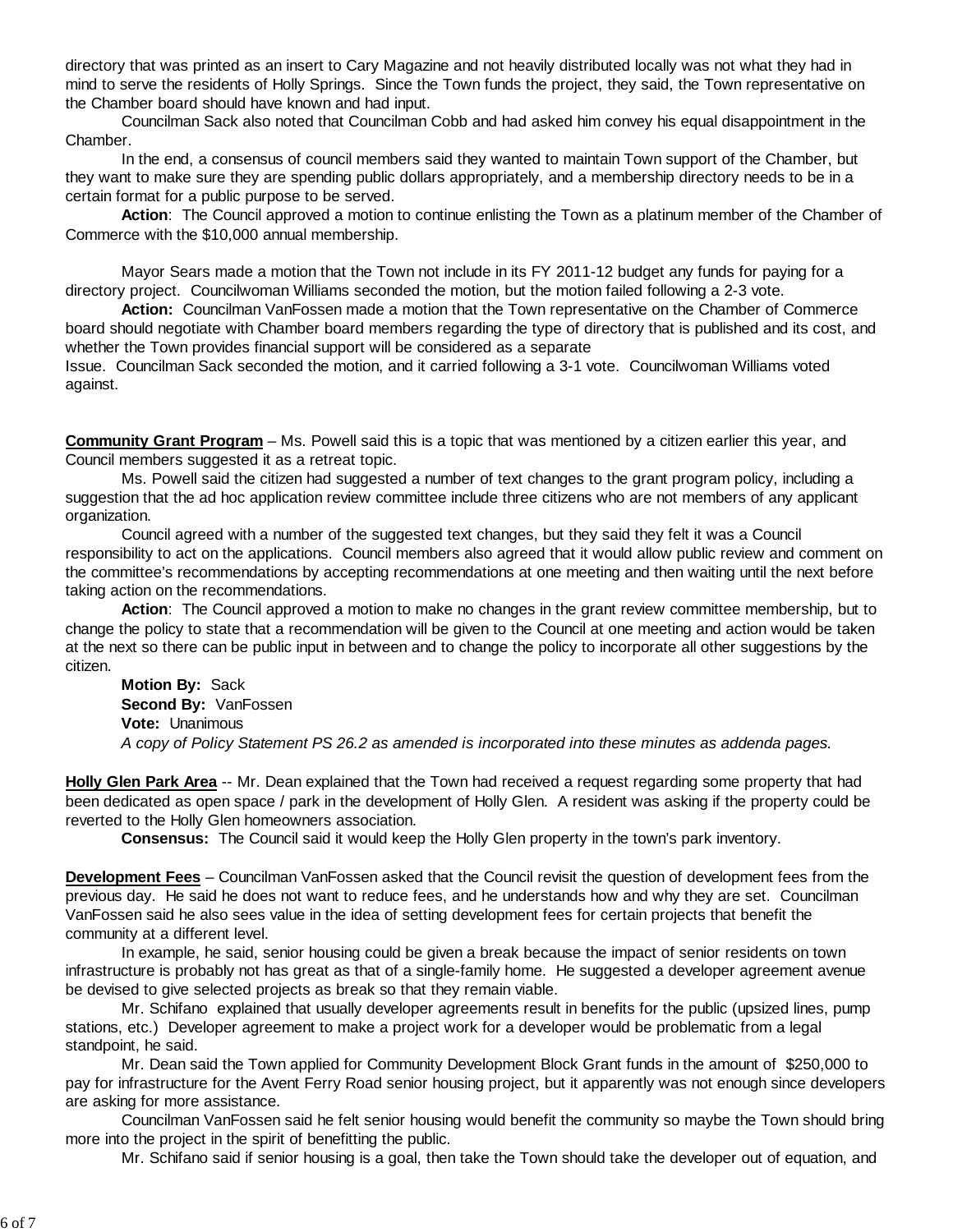directory that was printed as an insert to Cary Magazine and not heavily distributed locally was not what they had in mind to serve the residents of Holly Springs. Since the Town funds the project, they said, the Town representative on the Chamber board should have known and had input.

Councilman Sack also noted that Councilman Cobb and had asked him convey his equal disappointment in the Chamber.

In the end, a consensus of council members said they wanted to maintain Town support of the Chamber, but they want to make sure they are spending public dollars appropriately, and a membership directory needs to be in a certain format for a public purpose to be served.

**Action**: The Council approved a motion to continue enlisting the Town as a platinum member of the Chamber of Commerce with the $10,000 annual membership.

Mayor Sears made a motion that the Town not include in its FY 2011-12 budget any funds for paying for a directory project. Councilwoman Williams seconded the motion, but the motion failed following a 2-3 vote.

**Action:** Councilman VanFossen made a motion that the Town representative on the Chamber of Commerce board should negotiate with Chamber board members regarding the type of directory that is published and its cost, and whether the Town provides financial support will be considered as a separate Issue. Councilman Sack seconded the motion, and it carried following a 3-1 vote. Councilwoman Williams voted against.

**Community Grant Program** – Ms. Powell said this is a topic that was mentioned by a citizen earlier this year, and Council members suggested it as a retreat topic.

Ms. Powell said the citizen had suggested a number of text changes to the grant program policy, including a suggestion that the ad hoc application review committee include three citizens who are not members of any applicant organization.

Council agreed with a number of the suggested text changes, but they said they felt it was a Council responsibility to act on the applications. Council members also agreed that it would allow public review and comment on the committee's recommendations by accepting recommendations at one meeting and then waiting until the next before taking action on the recommendations.

**Action**: The Council approved a motion to make no changes in the grant review committee membership, but to change the policy to state that a recommendation will be given to the Council at one meeting and action would be taken at the next so there can be public input in between and to change the policy to incorporate all other suggestions by the citizen.

**Motion By:** Sack
**Second By:** VanFossen
**Vote:** Unanimous
*A copy of Policy Statement PS 26.2 as amended is incorporated into these minutes as addenda pages.*

**Holly Glen Park Area** -- Mr. Dean explained that the Town had received a request regarding some property that had been dedicated as open space / park in the development of Holly Glen. A resident was asking if the property could be reverted to the Holly Glen homeowners association.

**Consensus:** The Council said it would keep the Holly Glen property in the town's park inventory.

**Development Fees** – Councilman VanFossen asked that the Council revisit the question of development fees from the previous day. He said he does not want to reduce fees, and he understands how and why they are set. Councilman VanFossen said he also sees value in the idea of setting development fees for certain projects that benefit the community at a different level.

In example, he said, senior housing could be given a break because the impact of senior residents on town infrastructure is probably not has great as that of a single-family home. He suggested a developer agreement avenue be devised to give selected projects as break so that they remain viable.

Mr. Schifano explained that usually developer agreements result in benefits for the public (upsized lines, pump stations, etc.) Developer agreement to make a project work for a developer would be problematic from a legal standpoint, he said.

Mr. Dean said the Town applied for Community Development Block Grant funds in the amount of $250,000 to pay for infrastructure for the Avent Ferry Road senior housing project, but it apparently was not enough since developers are asking for more assistance.

Councilman VanFossen said he felt senior housing would benefit the community so maybe the Town should bring more into the project in the spirit of benefitting the public.

Mr. Schifano said if senior housing is a goal, then take the Town should take the developer out of equation, and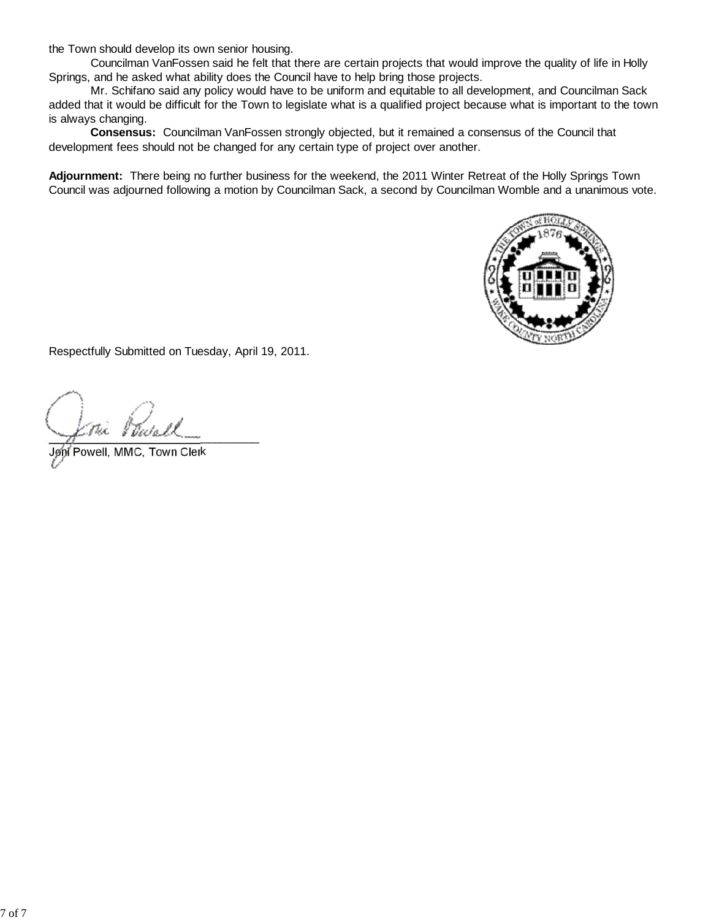the Town should develop its own senior housing.

Councilman VanFossen said he felt that there are certain projects that would improve the quality of life in Holly Springs, and he asked what ability does the Council have to help bring those projects.

Mr. Schifano said any policy would have to be uniform and equitable to all development, and Councilman Sack added that it would be difficult for the Town to legislate what is a qualified project because what is important to the town is always changing.

**Consensus:** Councilman VanFossen strongly objected, but it remained a consensus of the Council that development fees should not be changed for any certain type of project over another.

**Adjournment:** There being no further business for the weekend, the 2011 Winter Retreat of the Holly Springs Town Council was adjourned following a motion by Councilman Sack, a second by Councilman Womble and a unanimous vote.

Respectfully Submitted on Tuesday, April 19, 2011.

_______________________________

Joni Powell, MMC, Town Clerk